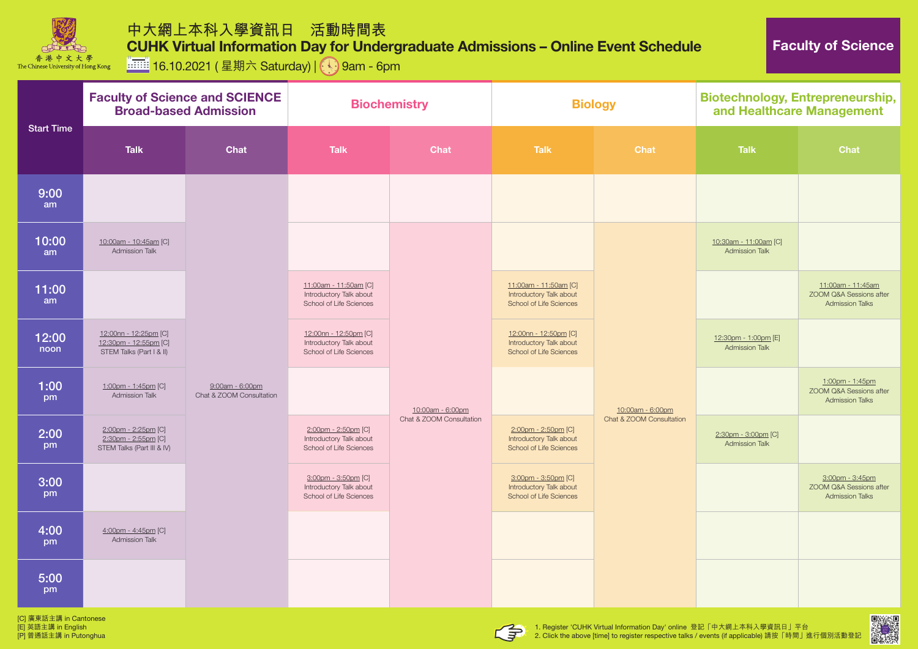# 中大網上本科入學資訊日　活動時間表

## CUHK Virtual Information Day for Undergraduate Admissions – Online Event Schedule

16.10.2021 ( 星期六 Saturday) | 9am - 6pm

**Faculty of Science**

| Start Time | Faculty of Science and SCIENCE Broad-based Admission | | Biochemistry | | Biology | | Biotechnology, Entrepreneurship, and Healthcare Management | |
|---|---|---|---|---|---|---|---|---|
| | Talk | Chat | Talk | Chat | Talk | Chat | Talk | Chat |
| 9:00 am | | 9:00am - 6:00pm Chat & ZOOM Consultation | | | | | | |
| 10:00 am | 10:00am - 10:45am [C] Admission Talk | | | 10:00am - 6:00pm Chat & ZOOM Consultation | | 10:00am - 6:00pm Chat & ZOOM Consultation | 10:30am - 11:00am [C] Admission Talk | |
| 11:00 am | | | 11:00am - 11:50am [C] Introductory Talk about School of Life Sciences | | 11:00am - 11:50am [C] Introductory Talk about School of Life Sciences | | | 11:00am - 11:45am ZOOM Q&A Sessions after Admission Talks |
| 12:00 noon | 12:00nn - 12:25pm [C] 12:30pm - 12:55pm [C] STEM Talks (Part I & II) | | 12:00nn - 12:50pm [C] Introductory Talk about School of Life Sciences | | 12:00nn - 12:50pm [C] Introductory Talk about School of Life Sciences | | 12:30pm - 1:00pm [E] Admission Talk | |
| 1:00 pm | 1:00pm - 1:45pm [C] Admission Talk | | | | | | | 1:00pm - 1:45pm ZOOM Q&A Sessions after Admission Talks |
| 2:00 pm | 2:00pm - 2:25pm [C] 2:30pm - 2:55pm [C] STEM Talks (Part III & IV) | | 2:00pm - 2:50pm [C] Introductory Talk about School of Life Sciences | | 2:00pm - 2:50pm [C] Introductory Talk about School of Life Sciences | | 2:30pm - 3:00pm [C] Admission Talk | |
| 3:00 pm | | | 3:00pm - 3:50pm [C] Introductory Talk about School of Life Sciences | | 3:00pm - 3:50pm [C] Introductory Talk about School of Life Sciences | | | 3:00pm - 3:45pm ZOOM Q&A Sessions after Admission Talks |
| 4:00 pm | 4:00pm - 4:45pm [C] Admission Talk | | | | | | | |
| 5:00 pm | | | | | | | | |

[C] 廣東話主講 in Cantonese
[E] 英語主講 in English
[P] 普通話主講 in Putonghua

1. Register 'CUHK Virtual Information Day' online 登記「中大網上本科入學資訊日」平台
2. Click the above [time] to register respective talks / events (if applicable) 請按「時間」進行個別活動登記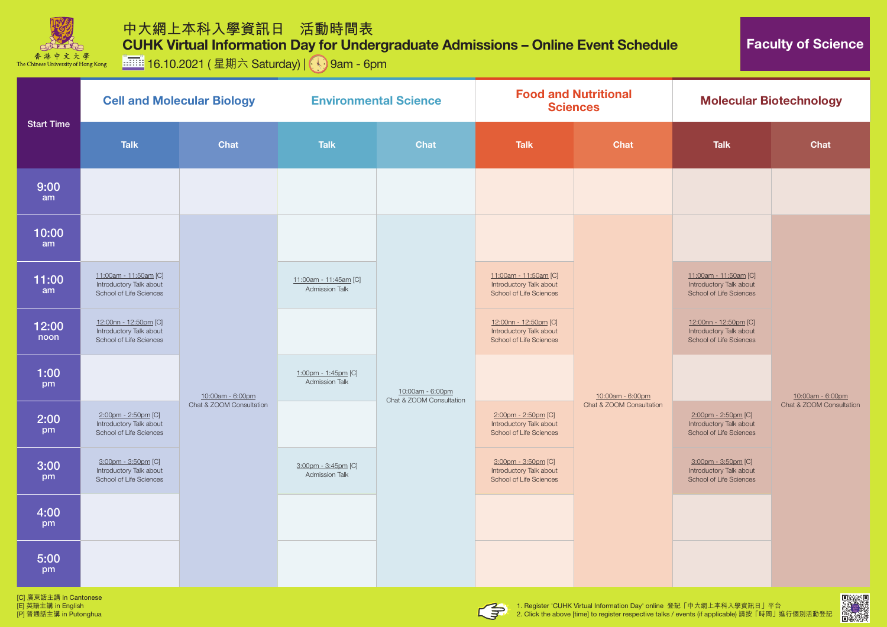# 中大網上本科入學資訊日　活動時間表

## CUHK Virtual Information Day for Undergraduate Admissions – Online Event Schedule

16.10.2021 ( 星期六 Saturday) | 9am - 6pm

**Faculty of Science**

| Start Time | Cell and Molecular Biology | | Environmental Science | | Food and Nutritional Sciences | | Molecular Biotechnology | |
|---|---|---|---|---|---|---|---|---|
| | Talk | Chat | Talk | Chat | Talk | Chat | Talk | Chat |
| 9:00 am | | | | | | | | |
| 10:00 am | | 10:00am - 6:00pm Chat & ZOOM Consultation | | 10:00am - 6:00pm Chat & ZOOM Consultation | | 10:00am - 6:00pm Chat & ZOOM Consultation | | 10:00am - 6:00pm Chat & ZOOM Consultation |
| 11:00 am | 11:00am - 11:50am [C] Introductory Talk about School of Life Sciences | | 11:00am - 11:45am [C] Admission Talk | | 11:00am - 11:50am [C] Introductory Talk about School of Life Sciences | | 11:00am - 11:50am [C] Introductory Talk about School of Life Sciences | |
| 12:00 noon | 12:00nn - 12:50pm [C] Introductory Talk about School of Life Sciences | | | | 12:00nn - 12:50pm [C] Introductory Talk about School of Life Sciences | | 12:00nn - 12:50pm [C] Introductory Talk about School of Life Sciences | |
| 1:00 pm | | | 1:00pm - 1:45pm [C] Admission Talk | | | | | |
| 2:00 pm | 2:00pm - 2:50pm [C] Introductory Talk about School of Life Sciences | | | | 2:00pm - 2:50pm [C] Introductory Talk about School of Life Sciences | | 2:00pm - 2:50pm [C] Introductory Talk about School of Life Sciences | |
| 3:00 pm | 3:00pm - 3:50pm [C] Introductory Talk about School of Life Sciences | | 3:00pm - 3:45pm [C] Admission Talk | | 3:00pm - 3:50pm [C] Introductory Talk about School of Life Sciences | | 3:00pm - 3:50pm [C] Introductory Talk about School of Life Sciences | |
| 4:00 pm | | | | | | | | |
| 5:00 pm | | | | | | | | |

[C] 廣東話主講 in Cantonese
[E] 英語主講 in English
[P] 普通話主講 in Putonghua

1. Register 'CUHK Virtual Information Day' online 登記「中大網上本科入學資訊日」平台
2. Click the above [time] to register respective talks / events (if applicable) 請按「時間」進行個別活動登記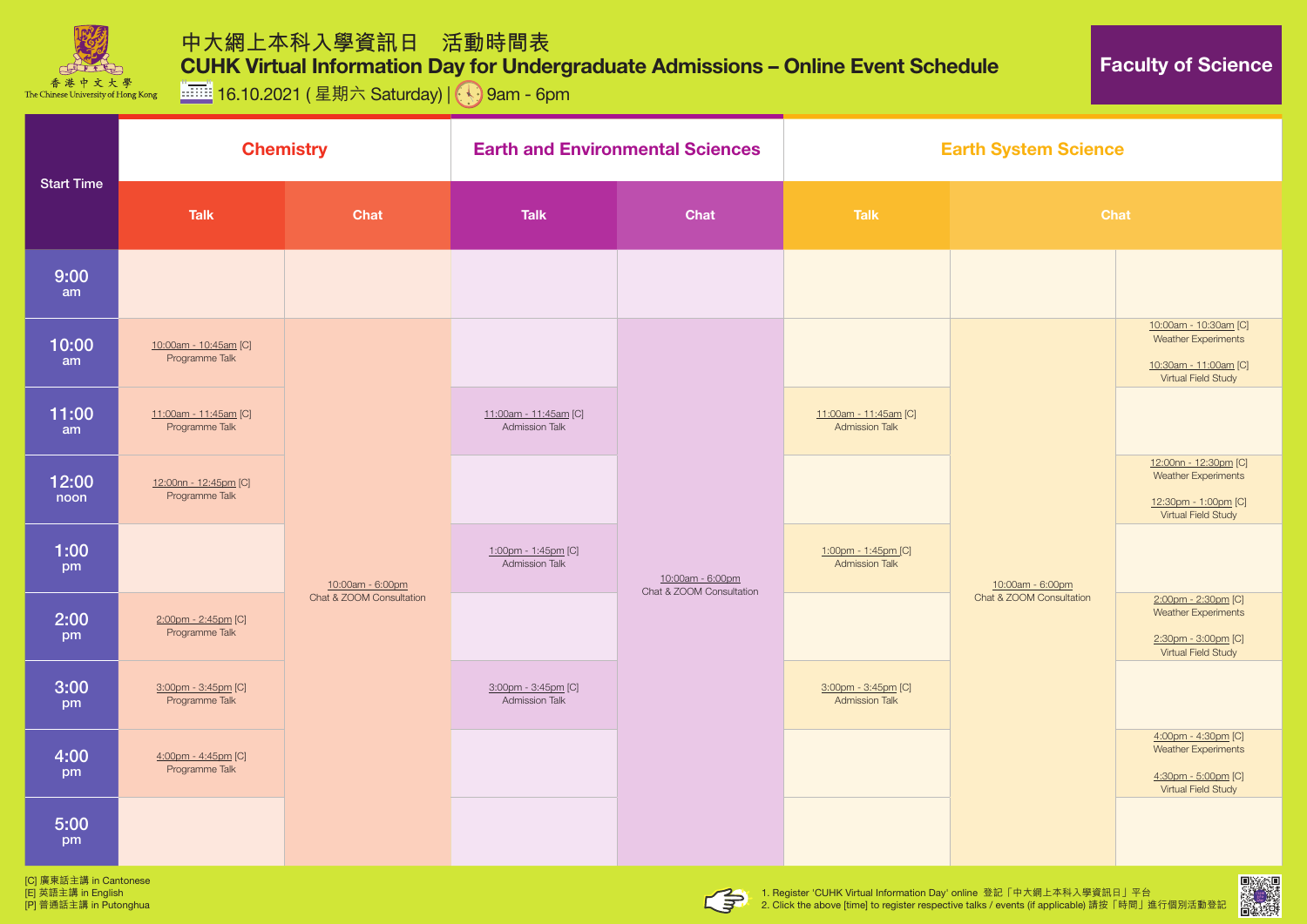# 中大網上本科入學資訊日　活動時間表

## CUHK Virtual Information Day for Undergraduate Admissions – Online Event Schedule

16.10.2021 ( 星期六 Saturday) | 9am - 6pm

**Faculty of Science**

| Start Time | Chemistry | | Earth and Environmental Sciences | | Earth System Science | | |
|---|---|---|---|---|---|---|---|
| | Talk | Chat | Talk | Chat | Talk | Chat | |
| 9:00 am | | | | | | | |
| 10:00 am | 10:00am - 10:45am [C] Programme Talk | 10:00am - 6:00pm Chat & ZOOM Consultation | | 10:00am - 6:00pm Chat & ZOOM Consultation | | 10:00am - 6:00pm Chat & ZOOM Consultation | 10:00am - 10:30am [C] Weather Experiments<br>10:30am - 11:00am [C] Virtual Field Study |
| 11:00 am | 11:00am - 11:45am [C] Programme Talk | | 11:00am - 11:45am [C] Admission Talk | | 11:00am - 11:45am [C] Admission Talk | | |
| 12:00 noon | 12:00nn - 12:45pm [C] Programme Talk | | | | | | 12:00nn - 12:30pm [C] Weather Experiments<br>12:30pm - 1:00pm [C] Virtual Field Study |
| 1:00 pm | | | 1:00pm - 1:45pm [C] Admission Talk | | 1:00pm - 1:45pm [C] Admission Talk | | |
| 2:00 pm | 2:00pm - 2:45pm [C] Programme Talk | | | | | | 2:00pm - 2:30pm [C] Weather Experiments<br>2:30pm - 3:00pm [C] Virtual Field Study |
| 3:00 pm | 3:00pm - 3:45pm [C] Programme Talk | | 3:00pm - 3:45pm [C] Admission Talk | | 3:00pm - 3:45pm [C] Admission Talk | | |
| 4:00 pm | 4:00pm - 4:45pm [C] Programme Talk | | | | | | 4:00pm - 4:30pm [C] Weather Experiments<br>4:30pm - 5:00pm [C] Virtual Field Study |
| 5:00 pm | | | | | | | |

[C] 廣東話主講 in Cantonese
[E] 英語主講 in English
[P] 普通話主講 in Putonghua

1. Register 'CUHK Virtual Information Day' online 登記「中大網上本科入學資訊日」平台
2. Click the above [time] to register respective talks / events (if applicable) 請按「時間」進行個別活動登記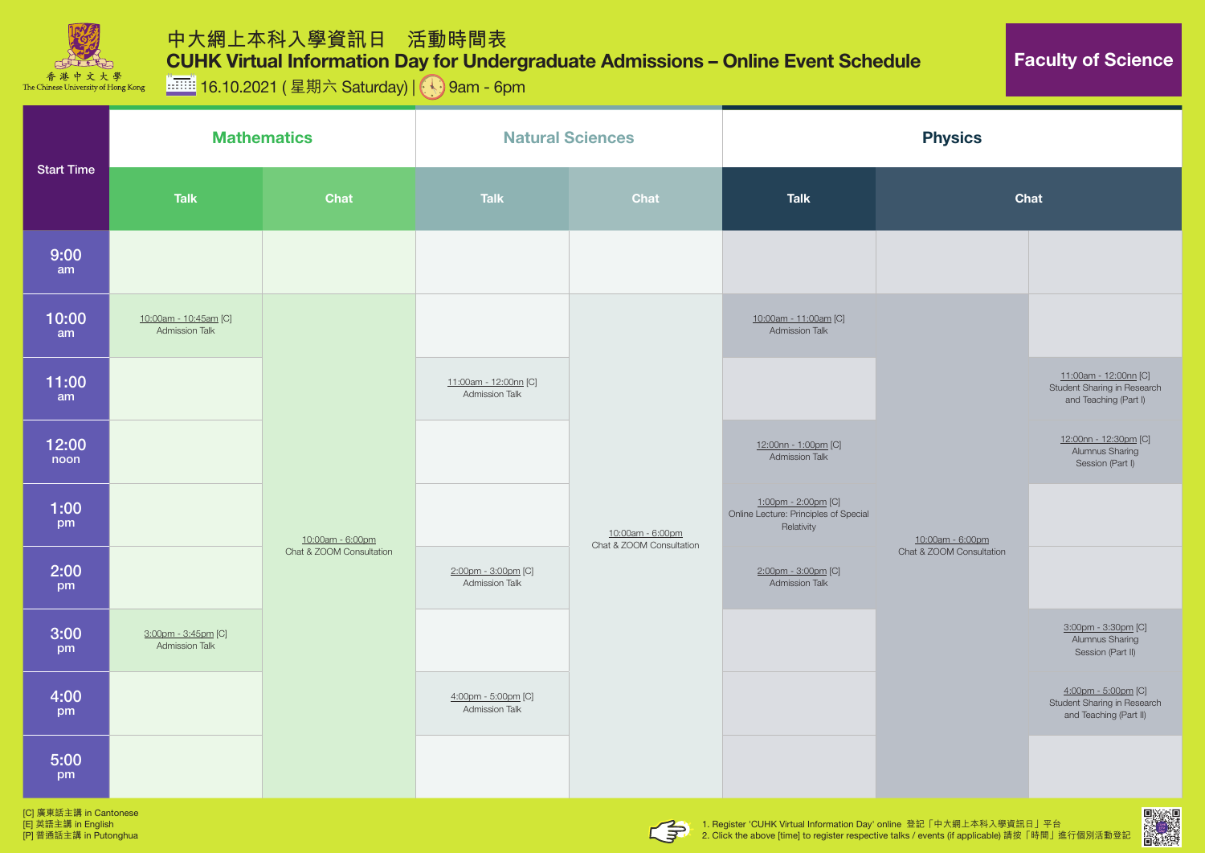# 中大網上本科入學資訊日　活動時間表

## CUHK Virtual Information Day for Undergraduate Admissions – Online Event Schedule

16.10.2021 ( 星期六 Saturday) | 9am - 6pm

**Faculty of Science**

| Start Time | Mathematics | | Natural Sciences | | Physics | | |
|---|---|---|---|---|---|---|---|
| | Talk | Chat | Talk | Chat | Talk | Chat | |
| 9:00 am | | | | | | | |
| 10:00 am | 10:00am - 10:45am [C] Admission Talk | 10:00am - 6:00pm Chat & ZOOM Consultation | | 10:00am - 6:00pm Chat & ZOOM Consultation | 10:00am - 11:00am [C] Admission Talk | 10:00am - 6:00pm Chat & ZOOM Consultation | |
| 11:00 am | | | 11:00am - 12:00nn [C] Admission Talk | | | | 11:00am - 12:00nn [C] Student Sharing in Research and Teaching (Part I) |
| 12:00 noon | | | | | 12:00nn - 1:00pm [C] Admission Talk | | 12:00nn - 12:30pm [C] Alumnus Sharing Session (Part I) |
| 1:00 pm | | | | | 1:00pm - 2:00pm [C] Online Lecture: Principles of Special Relativity | | |
| 2:00 pm | | | 2:00pm - 3:00pm [C] Admission Talk | | 2:00pm - 3:00pm [C] Admission Talk | | |
| 3:00 pm | 3:00pm - 3:45pm [C] Admission Talk | | | | | | 3:00pm - 3:30pm [C] Alumnus Sharing Session (Part II) |
| 4:00 pm | | | 4:00pm - 5:00pm [C] Admission Talk | | | | 4:00pm - 5:00pm [C] Student Sharing in Research and Teaching (Part II) |
| 5:00 pm | | | | | | | |

[C] 廣東話主講 in Cantonese
[E] 英語主講 in English
[P] 普通話主講 in Putonghua

1. Register 'CUHK Virtual Information Day' online 登記「中大網上本科入學資訊日」平台
2. Click the above [time] to register respective talks / events (if applicable) 請按「時間」進行個別活動登記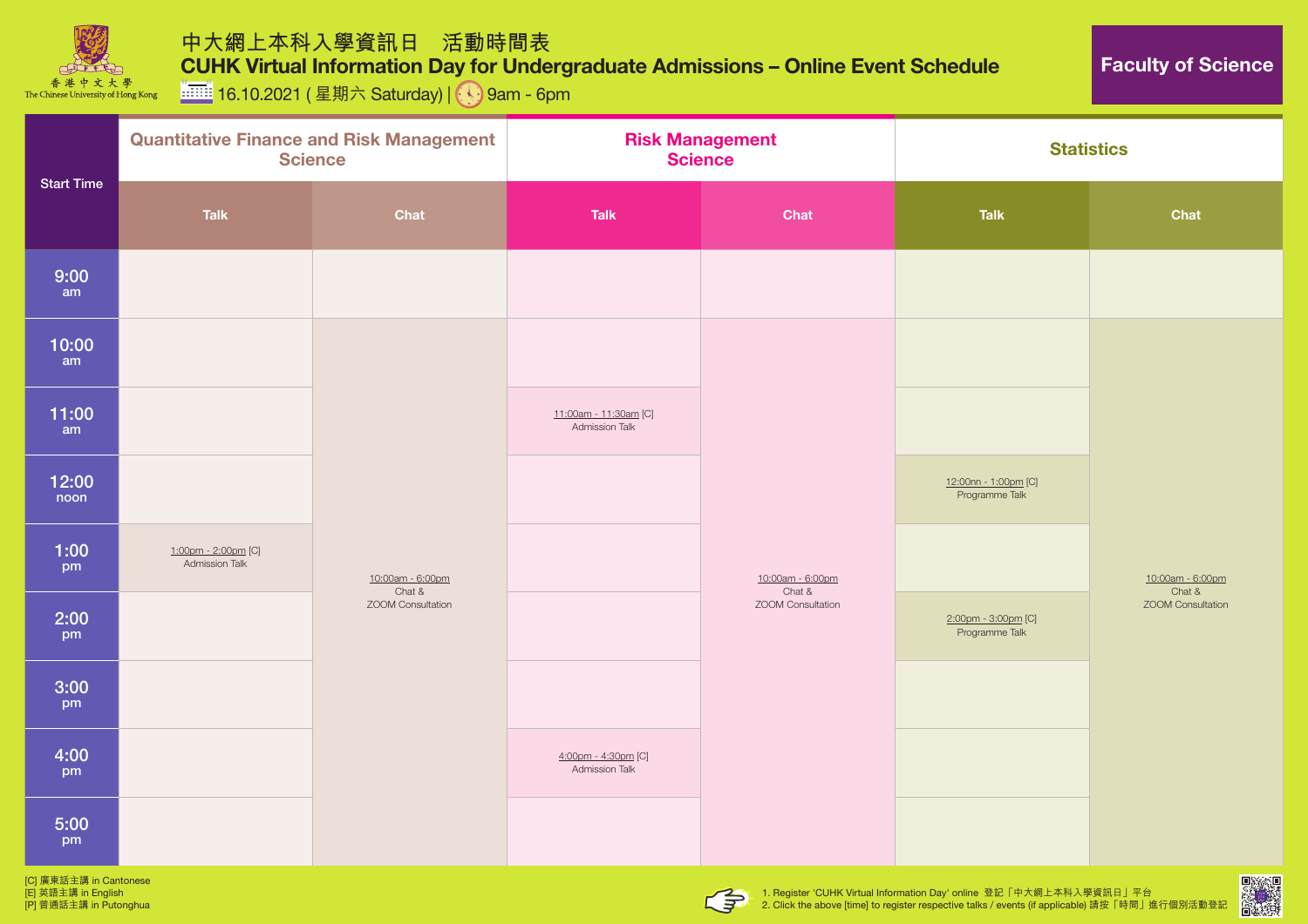# 中大網上本科入學資訊日　活動時間表

## CUHK Virtual Information Day for Undergraduate Admissions – Online Event Schedule

16.10.2021 ( 星期六 Saturday) | 9am - 6pm

**Faculty of Science**

| Start Time | Quantitative Finance and Risk Management Science | | Risk Management Science | | Statistics | |
|---|---|---|---|---|---|---|
| | Talk | Chat | Talk | Chat | Talk | Chat |
| 9:00 am | | | | | | |
| 10:00 am | | 10:00am - 6:00pm Chat & ZOOM Consultation | | 10:00am - 6:00pm Chat & ZOOM Consultation | | 10:00am - 6:00pm Chat & ZOOM Consultation |
| 11:00 am | | | 11:00am - 11:30am [C] Admission Talk | | | |
| 12:00 noon | | | | | 12:00nn - 1:00pm [C] Programme Talk | |
| 1:00 pm | 1:00pm - 2:00pm [C] Admission Talk | | | | | |
| 2:00 pm | | | | | 2:00pm - 3:00pm [C] Programme Talk | |
| 3:00 pm | | | | | | |
| 4:00 pm | | | 4:00pm - 4:30pm [C] Admission Talk | | | |
| 5:00 pm | | | | | | |

[C] 廣東話主講 in Cantonese
[E] 英語主講 in English
[P] 普通話主講 in Putonghua

1. Register 'CUHK Virtual Information Day' online 登記「中大網上本科入學資訊日」平台
2. Click the above [time] to register respective talks / events (if applicable) 請按「時間」進行個別活動登記